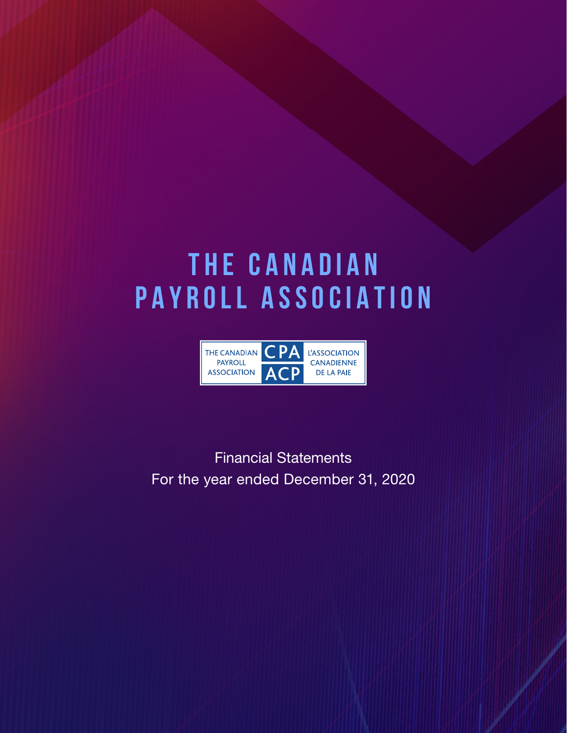# THE CANADIAN PAYROLL ASSOCIATION

THE CANADIAN PAYROLL ASSOCIATION | CPA ACP | L'ASSOCIATION CANADIENNE DE LA PAIE

Financial Statements

For the year ended December 31, 2020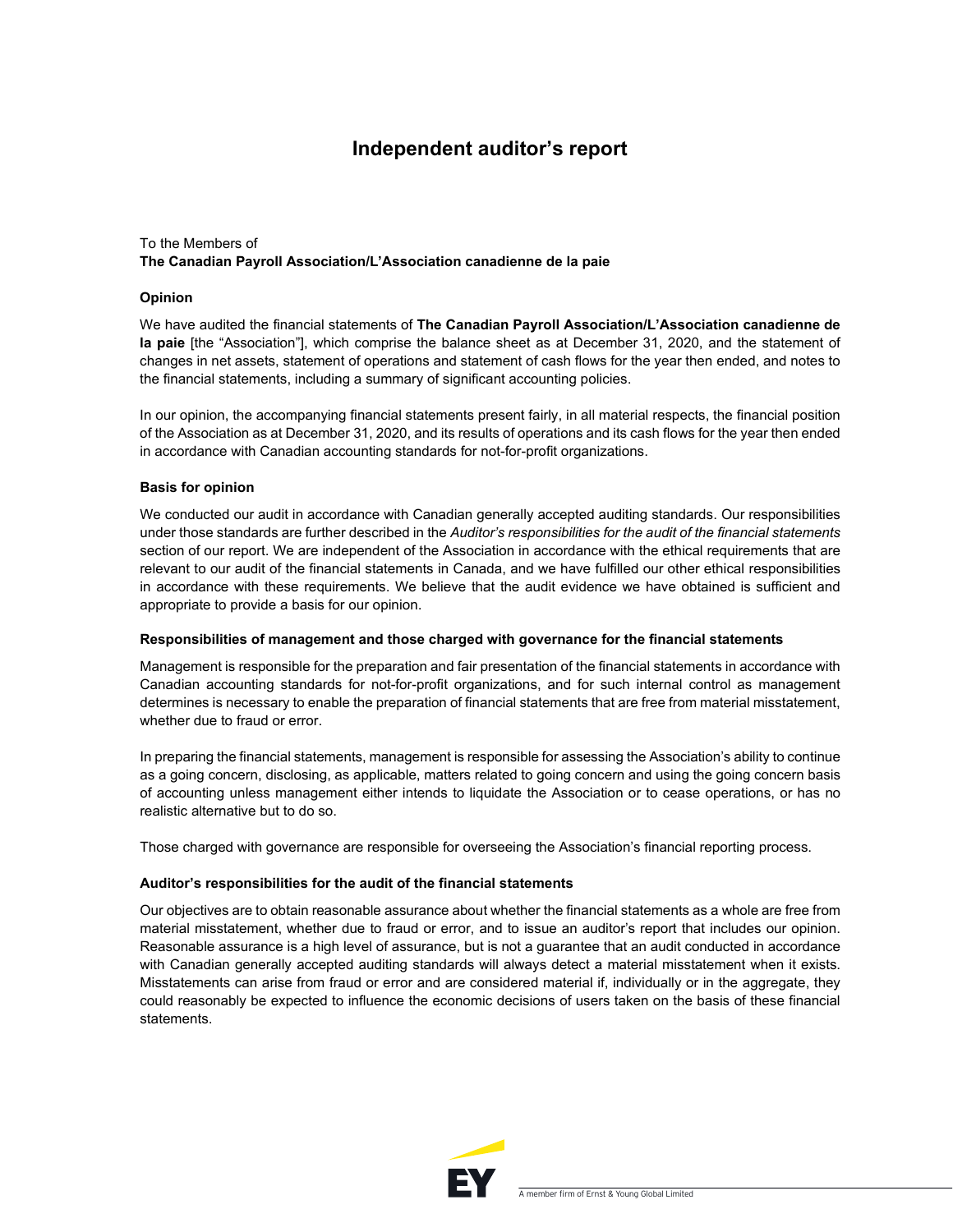# Independent auditor's report

To the Members of
**The Canadian Payroll Association/L'Association canadienne de la paie**

### Opinion

We have audited the financial statements of **The Canadian Payroll Association/L'Association canadienne de la paie** [the "Association"], which comprise the balance sheet as at December 31, 2020, and the statement of changes in net assets, statement of operations and statement of cash flows for the year then ended, and notes to the financial statements, including a summary of significant accounting policies.

In our opinion, the accompanying financial statements present fairly, in all material respects, the financial position of the Association as at December 31, 2020, and its results of operations and its cash flows for the year then ended in accordance with Canadian accounting standards for not-for-profit organizations.

### Basis for opinion

We conducted our audit in accordance with Canadian generally accepted auditing standards. Our responsibilities under those standards are further described in the *Auditor's responsibilities for the audit of the financial statements* section of our report. We are independent of the Association in accordance with the ethical requirements that are relevant to our audit of the financial statements in Canada, and we have fulfilled our other ethical responsibilities in accordance with these requirements. We believe that the audit evidence we have obtained is sufficient and appropriate to provide a basis for our opinion.

### Responsibilities of management and those charged with governance for the financial statements

Management is responsible for the preparation and fair presentation of the financial statements in accordance with Canadian accounting standards for not-for-profit organizations, and for such internal control as management determines is necessary to enable the preparation of financial statements that are free from material misstatement, whether due to fraud or error.

In preparing the financial statements, management is responsible for assessing the Association's ability to continue as a going concern, disclosing, as applicable, matters related to going concern and using the going concern basis of accounting unless management either intends to liquidate the Association or to cease operations, or has no realistic alternative but to do so.

Those charged with governance are responsible for overseeing the Association's financial reporting process.

### Auditor's responsibilities for the audit of the financial statements

Our objectives are to obtain reasonable assurance about whether the financial statements as a whole are free from material misstatement, whether due to fraud or error, and to issue an auditor's report that includes our opinion. Reasonable assurance is a high level of assurance, but is not a guarantee that an audit conducted in accordance with Canadian generally accepted auditing standards will always detect a material misstatement when it exists. Misstatements can arise from fraud or error and are considered material if, individually or in the aggregate, they could reasonably be expected to influence the economic decisions of users taken on the basis of these financial statements.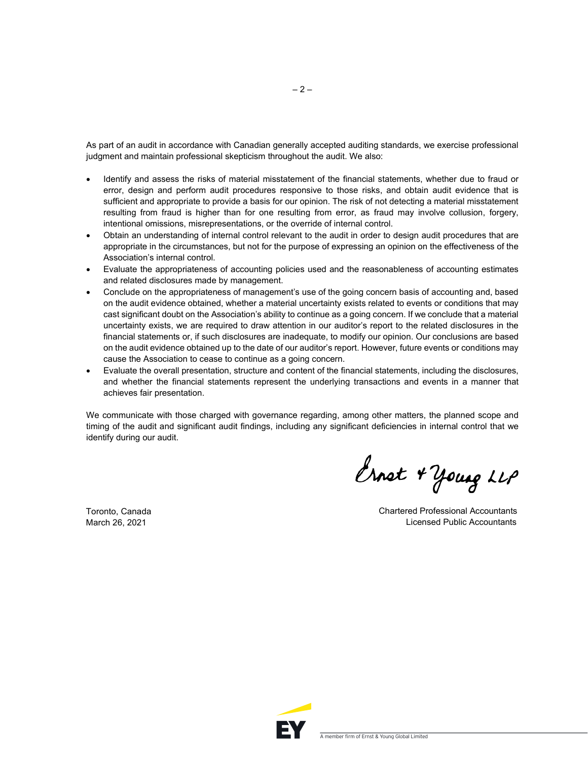As part of an audit in accordance with Canadian generally accepted auditing standards, we exercise professional judgment and maintain professional skepticism throughout the audit. We also:

- Identify and assess the risks of material misstatement of the financial statements, whether due to fraud or error, design and perform audit procedures responsive to those risks, and obtain audit evidence that is sufficient and appropriate to provide a basis for our opinion. The risk of not detecting a material misstatement resulting from fraud is higher than for one resulting from error, as fraud may involve collusion, forgery, intentional omissions, misrepresentations, or the override of internal control.
- Obtain an understanding of internal control relevant to the audit in order to design audit procedures that are appropriate in the circumstances, but not for the purpose of expressing an opinion on the effectiveness of the Association's internal control.
- Evaluate the appropriateness of accounting policies used and the reasonableness of accounting estimates and related disclosures made by management.
- Conclude on the appropriateness of management's use of the going concern basis of accounting and, based on the audit evidence obtained, whether a material uncertainty exists related to events or conditions that may cast significant doubt on the Association's ability to continue as a going concern. If we conclude that a material uncertainty exists, we are required to draw attention in our auditor's report to the related disclosures in the financial statements or, if such disclosures are inadequate, to modify our opinion. Our conclusions are based on the audit evidence obtained up to the date of our auditor's report. However, future events or conditions may cause the Association to cease to continue as a going concern.
- Evaluate the overall presentation, structure and content of the financial statements, including the disclosures, and whether the financial statements represent the underlying transactions and events in a manner that achieves fair presentation.

We communicate with those charged with governance regarding, among other matters, the planned scope and timing of the audit and significant audit findings, including any significant deficiencies in internal control that we identify during our audit.

Ernst & Young LLP

Toronto, Canada
March 26, 2021

Chartered Professional Accountants
Licensed Public Accountants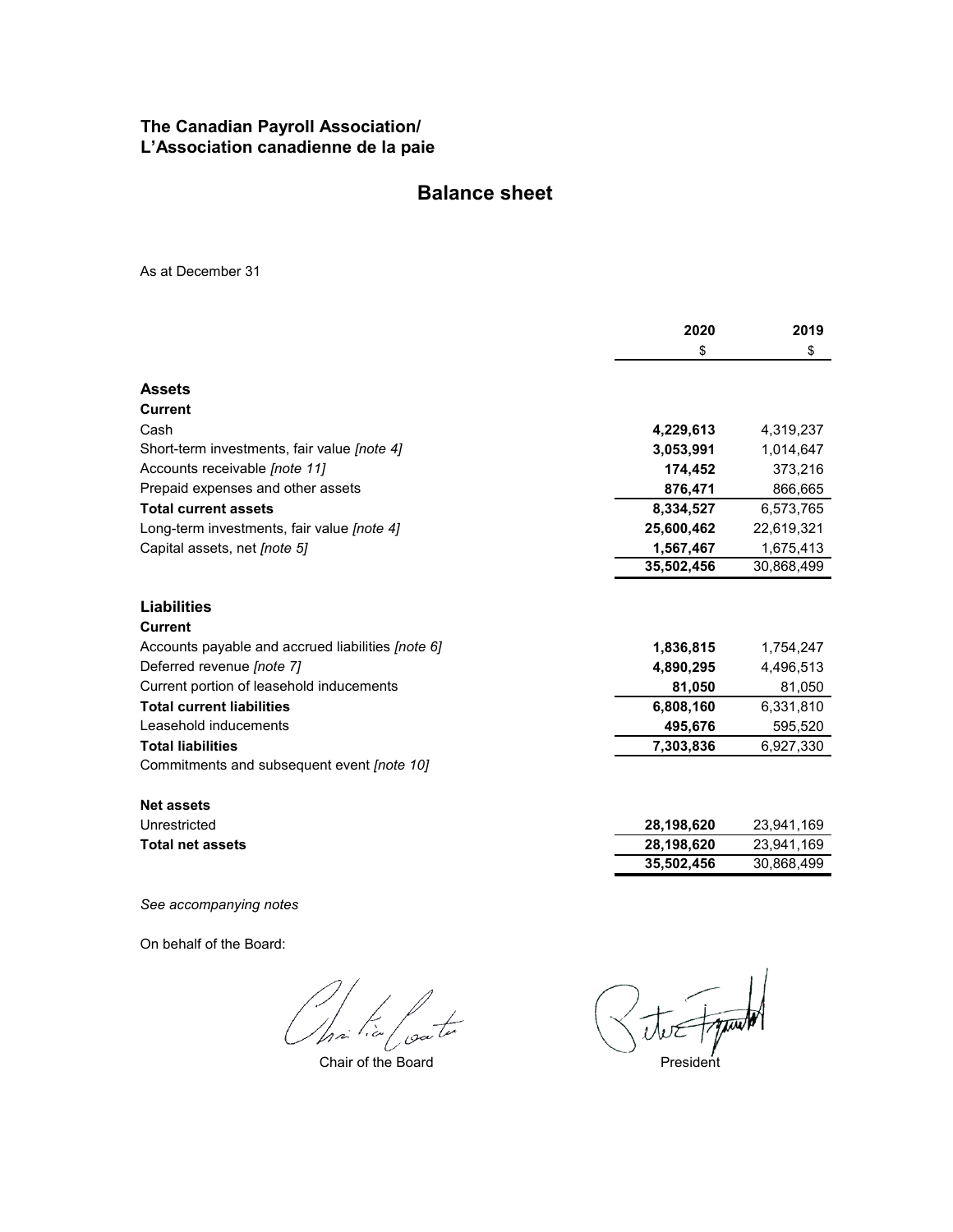**The Canadian Payroll Association/**
**L'Association canadienne de la paie**

# Balance sheet

As at December 31

| | 2020 | 2019 |
|---|---|---|
| | $ | $ |
| **Assets** | | |
| **Current** | | |
| Cash | **4,229,613** | 4,319,237 |
| Short-term investments, fair value *[note 4]* | **3,053,991** | 1,014,647 |
| Accounts receivable *[note 11]* | **174,452** | 373,216 |
| Prepaid expenses and other assets | **876,471** | 866,665 |
| **Total current assets** | **8,334,527** | 6,573,765 |
| Long-term investments, fair value *[note 4]* | **25,600,462** | 22,619,321 |
| Capital assets, net *[note 5]* | **1,567,467** | 1,675,413 |
| | **35,502,456** | 30,868,499 |
| **Liabilities** | | |
| **Current** | | |
| Accounts payable and accrued liabilities *[note 6]* | **1,836,815** | 1,754,247 |
| Deferred revenue *[note 7]* | **4,890,295** | 4,496,513 |
| Current portion of leasehold inducements | **81,050** | 81,050 |
| **Total current liabilities** | **6,808,160** | 6,331,810 |
| Leasehold inducements | **495,676** | 595,520 |
| **Total liabilities** | **7,303,836** | 6,927,330 |
| Commitments and subsequent event *[note 10]* | | |
| **Net assets** | | |
| Unrestricted | **28,198,620** | 23,941,169 |
| **Total net assets** | **28,198,620** | 23,941,169 |
| | **35,502,456** | 30,868,499 |

*See accompanying notes*

On behalf of the Board:

Chair of the Board

President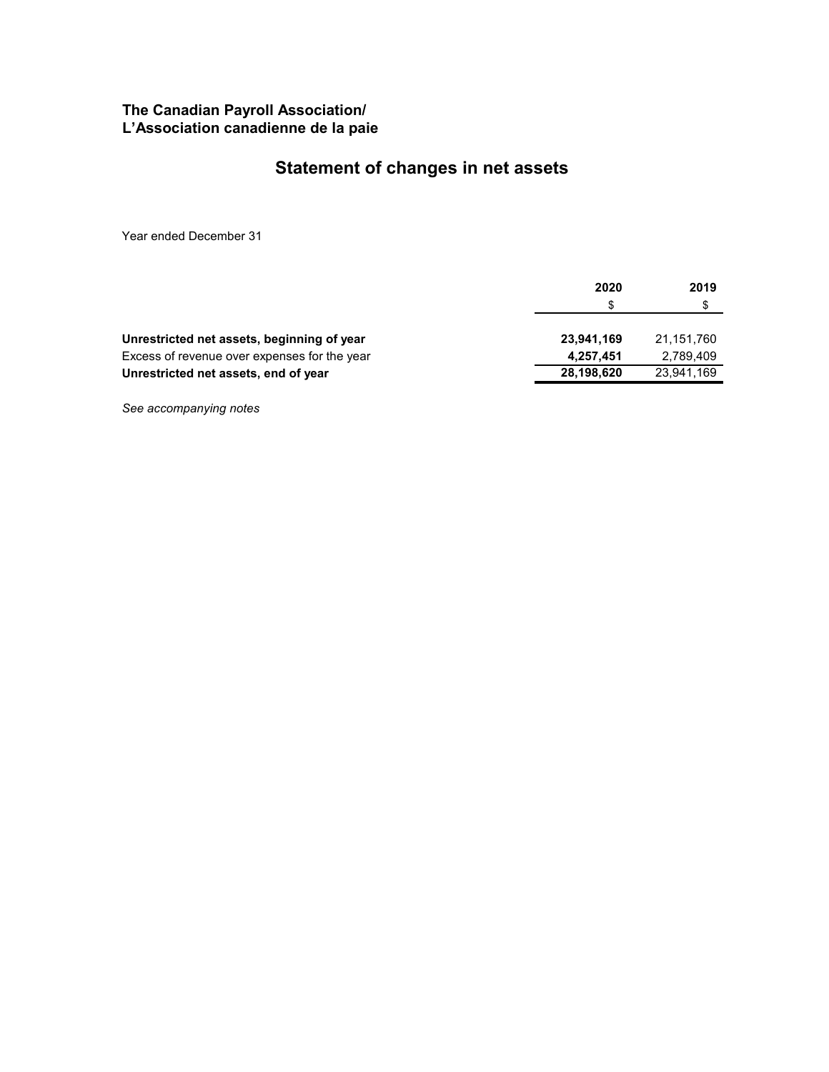**The Canadian Payroll Association/**
**L'Association canadienne de la paie**

# Statement of changes in net assets

Year ended December 31

| | 2020 | 2019 |
|---|---|---|
| | $ | $ |
| **Unrestricted net assets, beginning of year** | **23,941,169** | 21,151,760 |
| Excess of revenue over expenses for the year | **4,257,451** | 2,789,409 |
| **Unrestricted net assets, end of year** | **28,198,620** | 23,941,169 |

*See accompanying notes*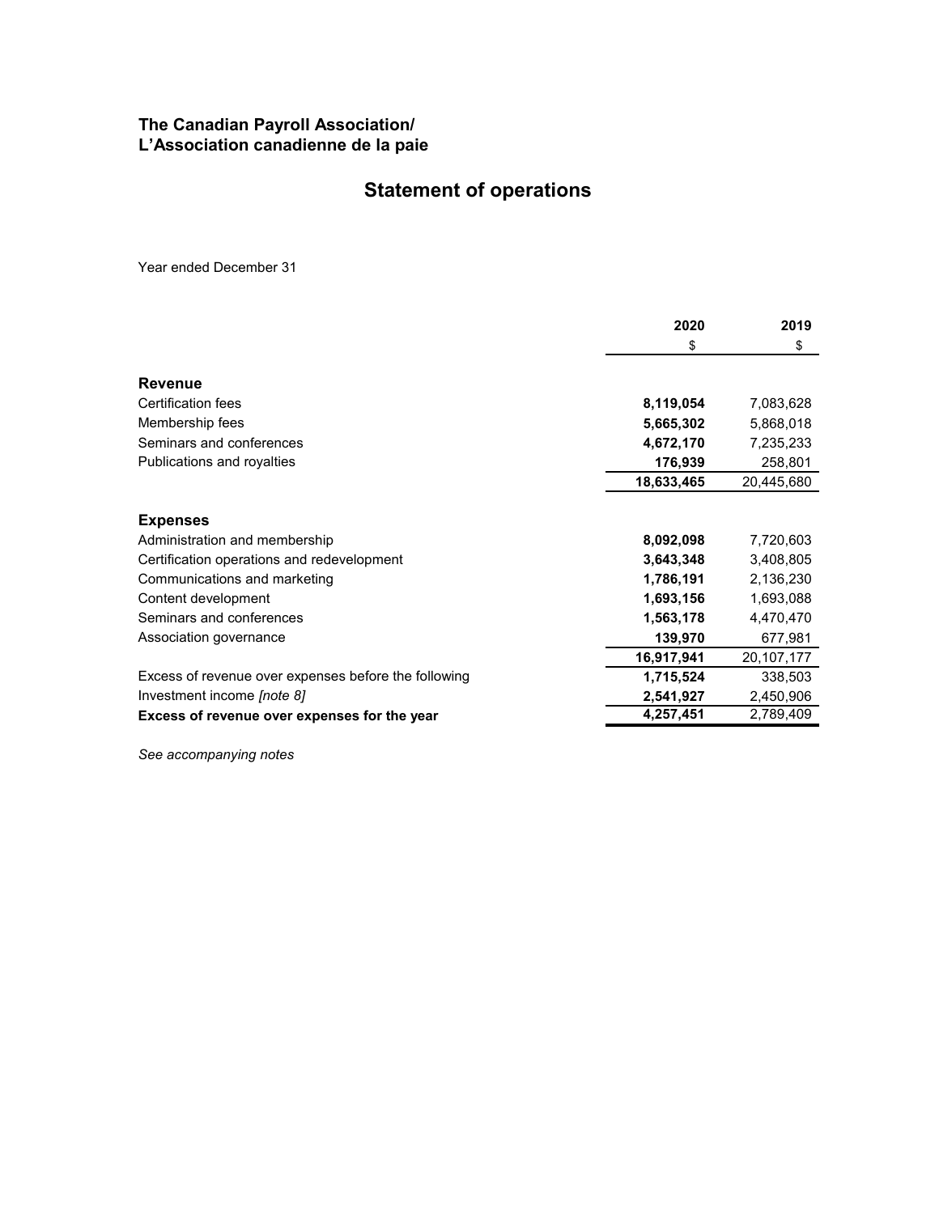**The Canadian Payroll Association/**
**L'Association canadienne de la paie**

# Statement of operations

Year ended December 31

| | 2020 | 2019 |
|---|---|---|
| | $ | $ |
| **Revenue** | | |
| Certification fees | **8,119,054** | 7,083,628 |
| Membership fees | **5,665,302** | 5,868,018 |
| Seminars and conferences | **4,672,170** | 7,235,233 |
| Publications and royalties | **176,939** | 258,801 |
| | **18,633,465** | 20,445,680 |
| **Expenses** | | |
| Administration and membership | **8,092,098** | 7,720,603 |
| Certification operations and redevelopment | **3,643,348** | 3,408,805 |
| Communications and marketing | **1,786,191** | 2,136,230 |
| Content development | **1,693,156** | 1,693,088 |
| Seminars and conferences | **1,563,178** | 4,470,470 |
| Association governance | **139,970** | 677,981 |
| | **16,917,941** | 20,107,177 |
| Excess of revenue over expenses before the following | **1,715,524** | 338,503 |
| Investment income *[note 8]* | **2,541,927** | 2,450,906 |
| **Excess of revenue over expenses for the year** | **4,257,451** | 2,789,409 |

*See accompanying notes*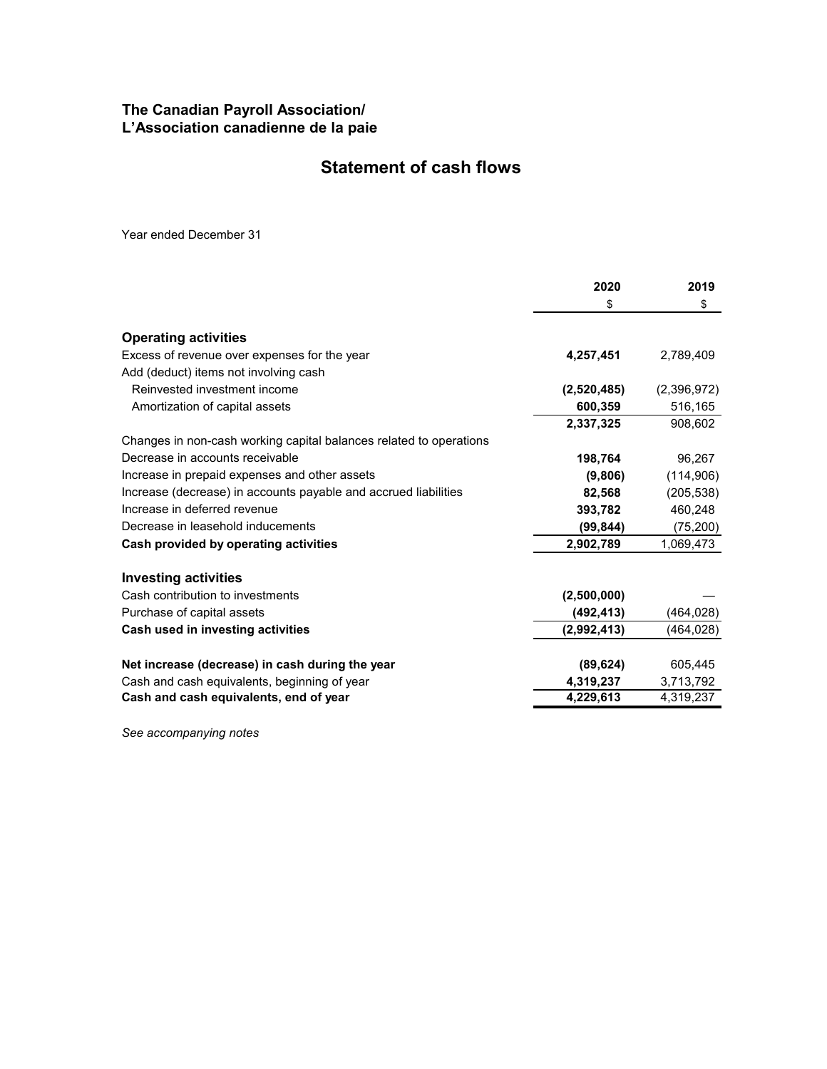**The Canadian Payroll Association/**
**L'Association canadienne de la paie**

# Statement of cash flows

Year ended December 31

| | 2020 | 2019 |
|---|---|---|
| | $ | $ |
| **Operating activities** | | |
| Excess of revenue over expenses for the year | **4,257,451** | 2,789,409 |
| Add (deduct) items not involving cash | | |
| Reinvested investment income | **(2,520,485)** | (2,396,972) |
| Amortization of capital assets | **600,359** | 516,165 |
| | **2,337,325** | 908,602 |
| Changes in non-cash working capital balances related to operations | | |
| Decrease in accounts receivable | **198,764** | 96,267 |
| Increase in prepaid expenses and other assets | **(9,806)** | (114,906) |
| Increase (decrease) in accounts payable and accrued liabilities | **82,568** | (205,538) |
| Increase in deferred revenue | **393,782** | 460,248 |
| Decrease in leasehold inducements | **(99,844)** | (75,200) |
| **Cash provided by operating activities** | **2,902,789** | 1,069,473 |
| **Investing activities** | | |
| Cash contribution to investments | **(2,500,000)** | — |
| Purchase of capital assets | **(492,413)** | (464,028) |
| **Cash used in investing activities** | **(2,992,413)** | (464,028) |
| **Net increase (decrease) in cash during the year** | **(89,624)** | 605,445 |
| Cash and cash equivalents, beginning of year | **4,319,237** | 3,713,792 |
| **Cash and cash equivalents, end of year** | **4,229,613** | 4,319,237 |

*See accompanying notes*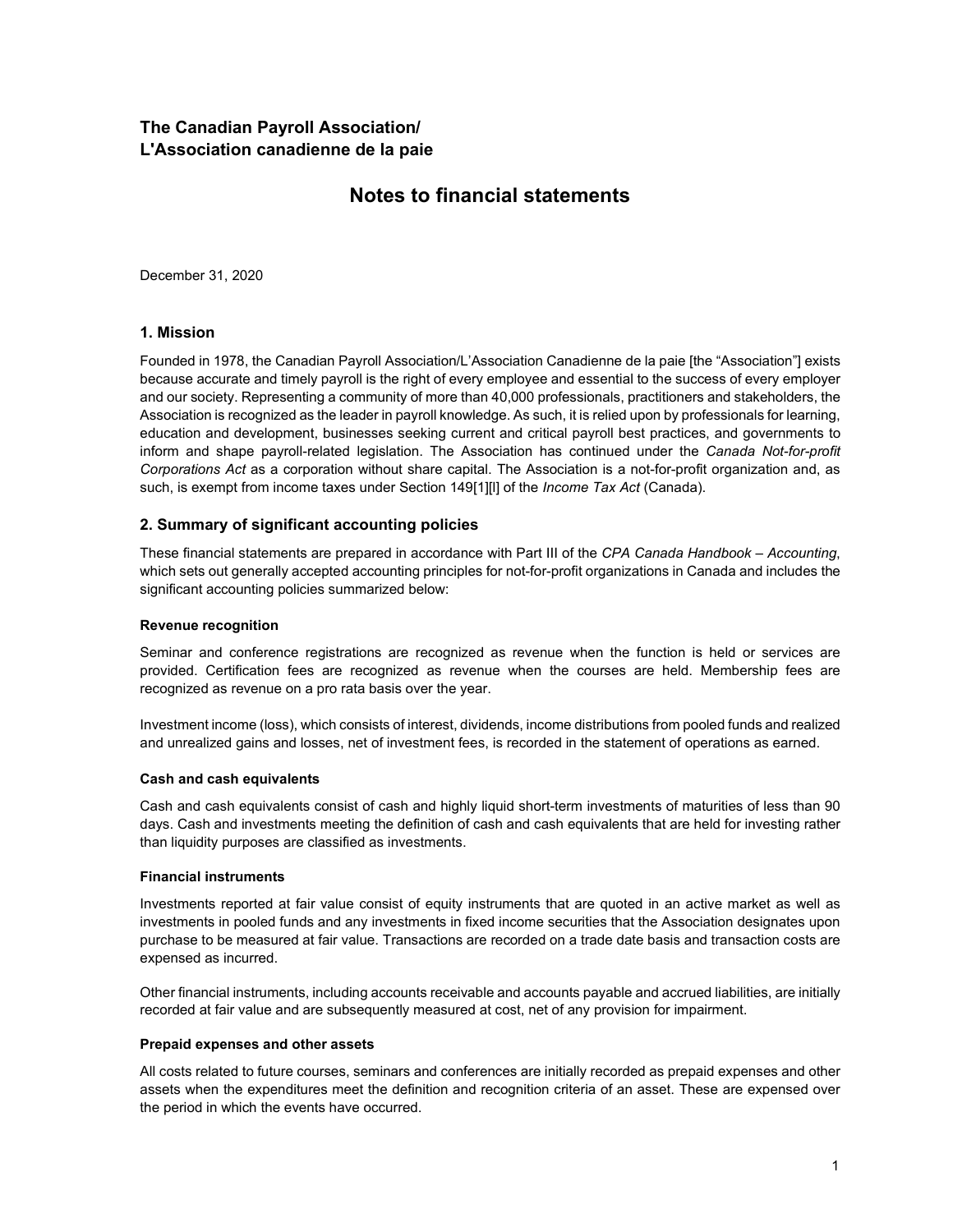## The Canadian Payroll Association/ L'Association canadienne de la paie

# Notes to financial statements

December 31, 2020

### 1. Mission

Founded in 1978, the Canadian Payroll Association/L'Association Canadienne de la paie [the "Association"] exists because accurate and timely payroll is the right of every employee and essential to the success of every employer and our society. Representing a community of more than 40,000 professionals, practitioners and stakeholders, the Association is recognized as the leader in payroll knowledge. As such, it is relied upon by professionals for learning, education and development, businesses seeking current and critical payroll best practices, and governments to inform and shape payroll-related legislation. The Association has continued under the *Canada Not-for-profit Corporations Act* as a corporation without share capital. The Association is a not-for-profit organization and, as such, is exempt from income taxes under Section 149[1][l] of the *Income Tax Act* (Canada).

### 2. Summary of significant accounting policies

These financial statements are prepared in accordance with Part III of the *CPA Canada Handbook – Accounting*, which sets out generally accepted accounting principles for not-for-profit organizations in Canada and includes the significant accounting policies summarized below:

#### Revenue recognition

Seminar and conference registrations are recognized as revenue when the function is held or services are provided. Certification fees are recognized as revenue when the courses are held. Membership fees are recognized as revenue on a pro rata basis over the year.

Investment income (loss), which consists of interest, dividends, income distributions from pooled funds and realized and unrealized gains and losses, net of investment fees, is recorded in the statement of operations as earned.

#### Cash and cash equivalents

Cash and cash equivalents consist of cash and highly liquid short-term investments of maturities of less than 90 days. Cash and investments meeting the definition of cash and cash equivalents that are held for investing rather than liquidity purposes are classified as investments.

#### Financial instruments

Investments reported at fair value consist of equity instruments that are quoted in an active market as well as investments in pooled funds and any investments in fixed income securities that the Association designates upon purchase to be measured at fair value. Transactions are recorded on a trade date basis and transaction costs are expensed as incurred.

Other financial instruments, including accounts receivable and accounts payable and accrued liabilities, are initially recorded at fair value and are subsequently measured at cost, net of any provision for impairment.

#### Prepaid expenses and other assets

All costs related to future courses, seminars and conferences are initially recorded as prepaid expenses and other assets when the expenditures meet the definition and recognition criteria of an asset. These are expensed over the period in which the events have occurred.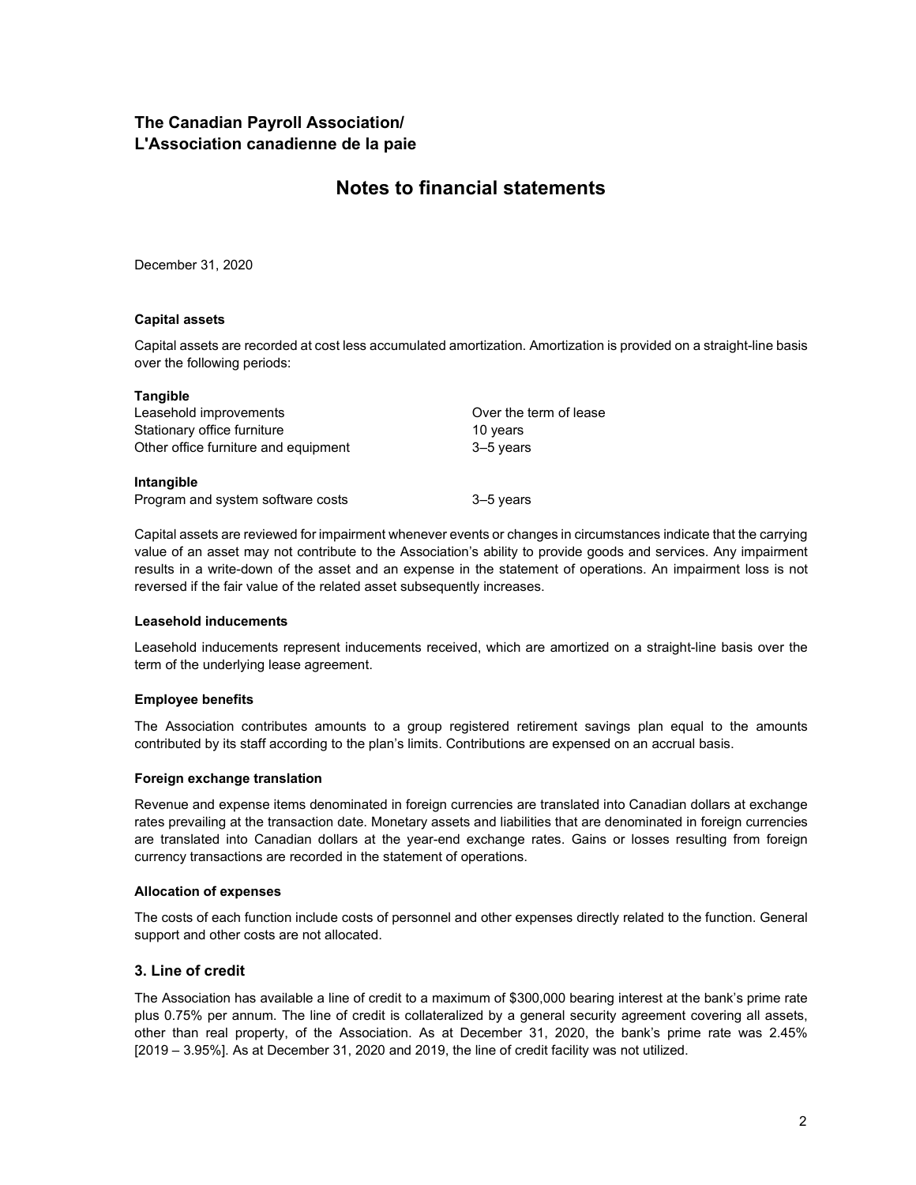# The Canadian Payroll Association/ L'Association canadienne de la paie

## Notes to financial statements

December 31, 2020

**Capital assets**

Capital assets are recorded at cost less accumulated amortization. Amortization is provided on a straight-line basis over the following periods:

| **Tangible** | |
|---|---|
| Leasehold improvements | Over the term of lease |
| Stationary office furniture | 10 years |
| Other office furniture and equipment | 3–5 years |
| **Intangible** | |
| Program and system software costs | 3–5 years |

Capital assets are reviewed for impairment whenever events or changes in circumstances indicate that the carrying value of an asset may not contribute to the Association's ability to provide goods and services. Any impairment results in a write-down of the asset and an expense in the statement of operations. An impairment loss is not reversed if the fair value of the related asset subsequently increases.

**Leasehold inducements**

Leasehold inducements represent inducements received, which are amortized on a straight-line basis over the term of the underlying lease agreement.

**Employee benefits**

The Association contributes amounts to a group registered retirement savings plan equal to the amounts contributed by its staff according to the plan's limits. Contributions are expensed on an accrual basis.

**Foreign exchange translation**

Revenue and expense items denominated in foreign currencies are translated into Canadian dollars at exchange rates prevailing at the transaction date. Monetary assets and liabilities that are denominated in foreign currencies are translated into Canadian dollars at the year-end exchange rates. Gains or losses resulting from foreign currency transactions are recorded in the statement of operations.

**Allocation of expenses**

The costs of each function include costs of personnel and other expenses directly related to the function. General support and other costs are not allocated.

### 3. Line of credit

The Association has available a line of credit to a maximum of $300,000 bearing interest at the bank's prime rate plus 0.75% per annum. The line of credit is collateralized by a general security agreement covering all assets, other than real property, of the Association. As at December 31, 2020, the bank's prime rate was 2.45% [2019 – 3.95%]. As at December 31, 2020 and 2019, the line of credit facility was not utilized.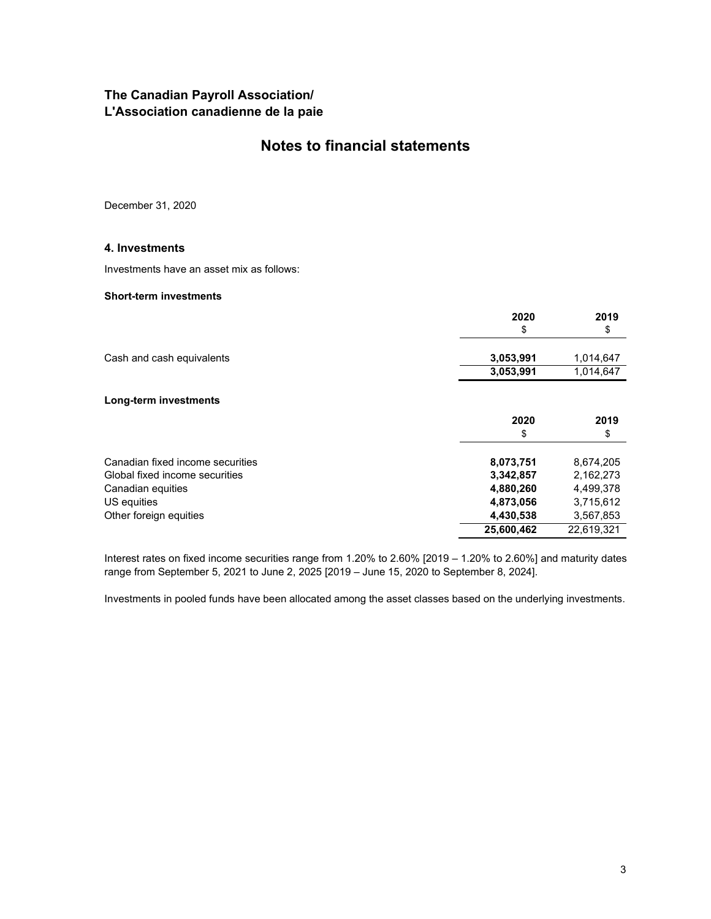## The Canadian Payroll Association/ L'Association canadienne de la paie

# Notes to financial statements

December 31, 2020

### 4. Investments

Investments have an asset mix as follows:

**Short-term investments**

| | 2020<br>$ | 2019<br>$ |
|---|---|---|
| Cash and cash equivalents | **3,053,991** | 1,014,647 |
| | **3,053,991** | 1,014,647 |

**Long-term investments**

| | 2020<br>$ | 2019<br>$ |
|---|---|---|
| Canadian fixed income securities | **8,073,751** | 8,674,205 |
| Global fixed income securities | **3,342,857** | 2,162,273 |
| Canadian equities | **4,880,260** | 4,499,378 |
| US equities | **4,873,056** | 3,715,612 |
| Other foreign equities | **4,430,538** | 3,567,853 |
| | **25,600,462** | 22,619,321 |

Interest rates on fixed income securities range from 1.20% to 2.60% [2019 – 1.20% to 2.60%] and maturity dates range from September 5, 2021 to June 2, 2025 [2019 – June 15, 2020 to September 8, 2024].

Investments in pooled funds have been allocated among the asset classes based on the underlying investments.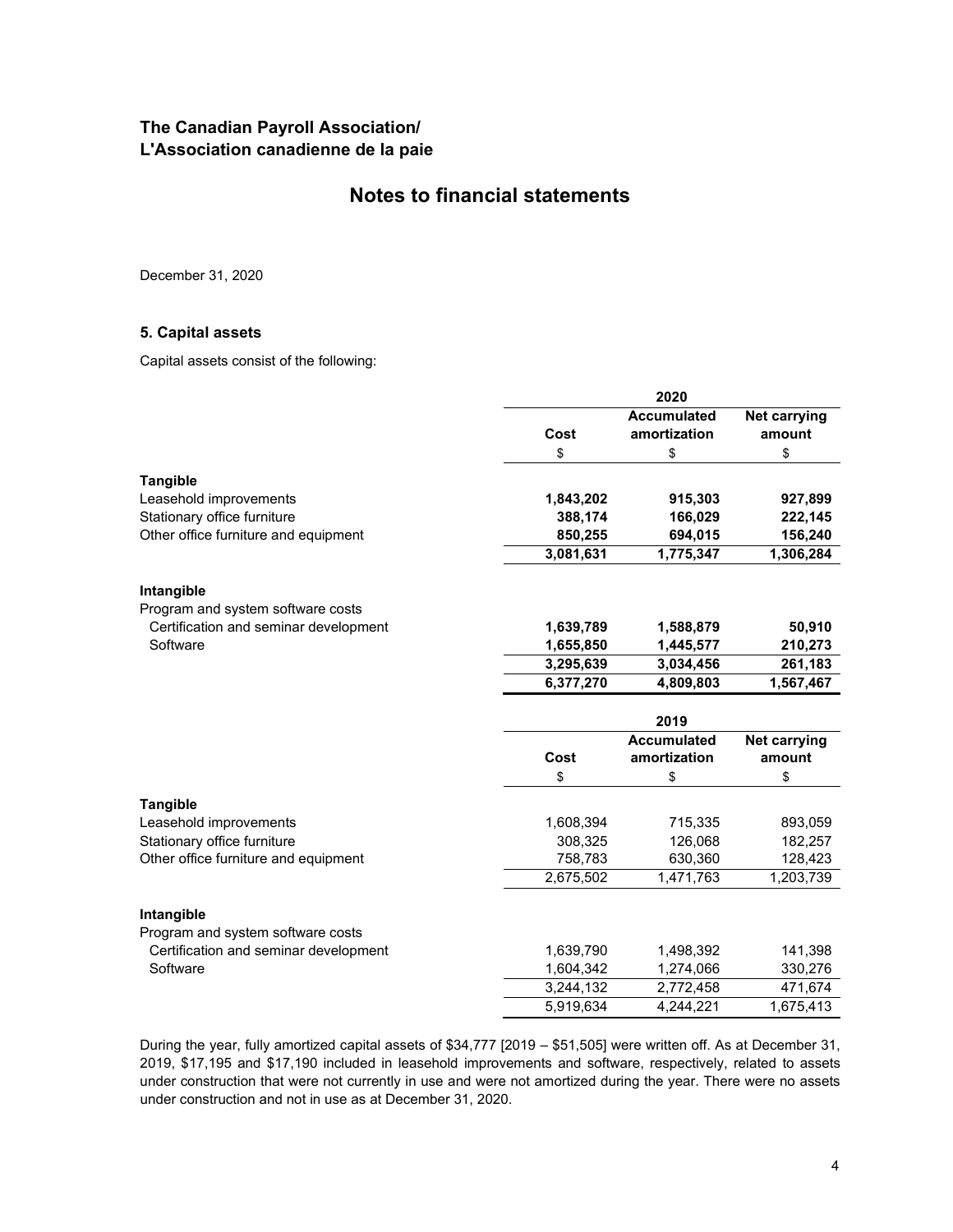## The Canadian Payroll Association/ L'Association canadienne de la paie

# Notes to financial statements

December 31, 2020

### 5. Capital assets

Capital assets consist of the following:

| | 2020 | | |
|---|---|---|---|
| | Cost | Accumulated amortization | Net carrying amount |
| | $ | $ | $ |
| **Tangible** | | | |
| Leasehold improvements | **1,843,202** | **915,303** | **927,899** |
| Stationary office furniture | **388,174** | **166,029** | **222,145** |
| Other office furniture and equipment | **850,255** | **694,015** | **156,240** |
| | **3,081,631** | **1,775,347** | **1,306,284** |
| **Intangible** | | | |
| Program and system software costs | | | |
| Certification and seminar development | **1,639,789** | **1,588,879** | **50,910** |
| Software | **1,655,850** | **1,445,577** | **210,273** |
| | **3,295,639** | **3,034,456** | **261,183** |
| | **6,377,270** | **4,809,803** | **1,567,467** |

| | 2019 | | |
|---|---|---|---|
| | Cost | Accumulated amortization | Net carrying amount |
| | $ | $ | $ |
| **Tangible** | | | |
| Leasehold improvements | 1,608,394 | 715,335 | 893,059 |
| Stationary office furniture | 308,325 | 126,068 | 182,257 |
| Other office furniture and equipment | 758,783 | 630,360 | 128,423 |
| | 2,675,502 | 1,471,763 | 1,203,739 |
| **Intangible** | | | |
| Program and system software costs | | | |
| Certification and seminar development | 1,639,790 | 1,498,392 | 141,398 |
| Software | 1,604,342 | 1,274,066 | 330,276 |
| | 3,244,132 | 2,772,458 | 471,674 |
| | 5,919,634 | 4,244,221 | 1,675,413 |

During the year, fully amortized capital assets of $34,777 [2019 – $51,505] were written off. As at December 31, 2019, $17,195 and $17,190 included in leasehold improvements and software, respectively, related to assets under construction that were not currently in use and were not amortized during the year. There were no assets under construction and not in use as at December 31, 2020.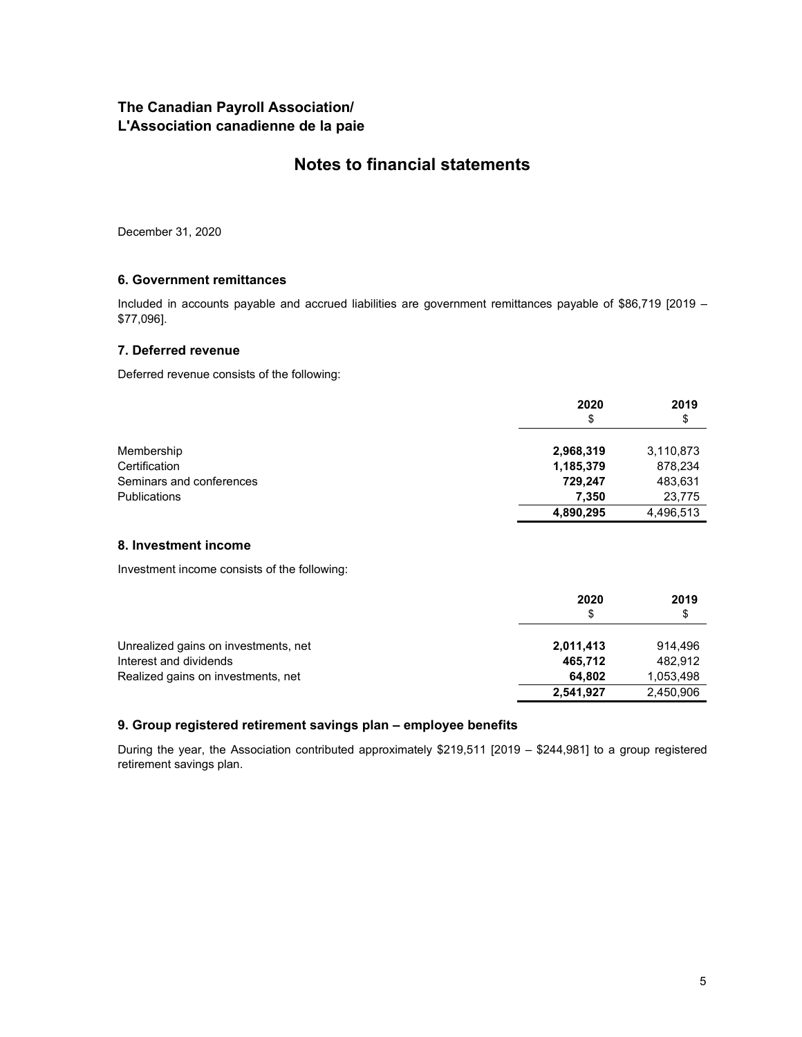**The Canadian Payroll Association/**
**L'Association canadienne de la paie**

# Notes to financial statements

December 31, 2020

## 6. Government remittances

Included in accounts payable and accrued liabilities are government remittances payable of $86,719 [2019 – $77,096].

## 7. Deferred revenue

Deferred revenue consists of the following:

| | 2020 | 2019 |
|---|---|---|
| | $ | $ |
| Membership | **2,968,319** | 3,110,873 |
| Certification | **1,185,379** | 878,234 |
| Seminars and conferences | **729,247** | 483,631 |
| Publications | **7,350** | 23,775 |
| | **4,890,295** | 4,496,513 |

## 8. Investment income

Investment income consists of the following:

| | 2020 | 2019 |
|---|---|---|
| | $ | $ |
| Unrealized gains on investments, net | **2,011,413** | 914,496 |
| Interest and dividends | **465,712** | 482,912 |
| Realized gains on investments, net | **64,802** | 1,053,498 |
| | **2,541,927** | 2,450,906 |

## 9. Group registered retirement savings plan – employee benefits

During the year, the Association contributed approximately $219,511 [2019 – $244,981] to a group registered retirement savings plan.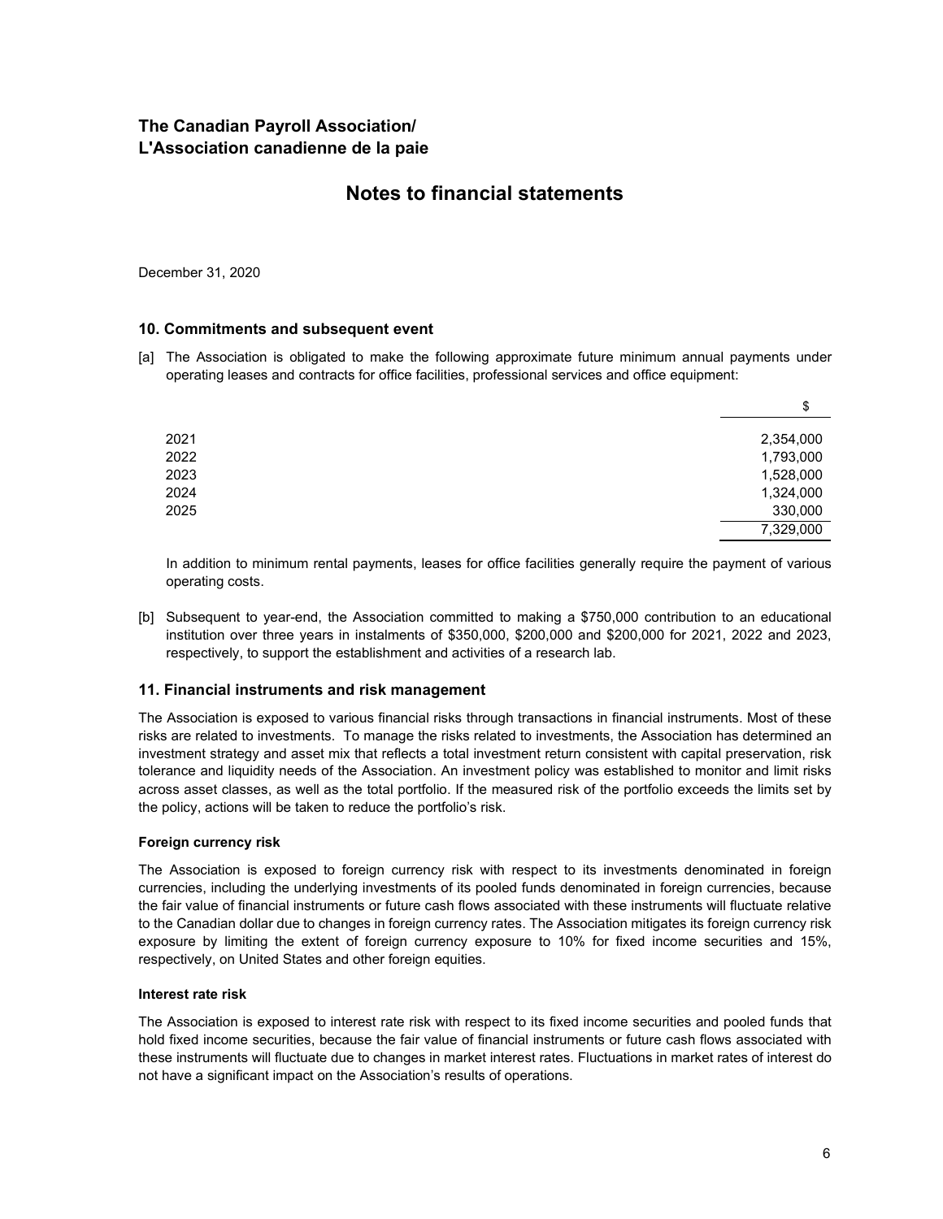# The Canadian Payroll Association/
# L'Association canadienne de la paie

## Notes to financial statements

December 31, 2020

### 10. Commitments and subsequent event

[a] The Association is obligated to make the following approximate future minimum annual payments under operating leases and contracts for office facilities, professional services and office equipment:

| | $ |
|---|---|
| 2021 | 2,354,000 |
| 2022 | 1,793,000 |
| 2023 | 1,528,000 |
| 2024 | 1,324,000 |
| 2025 | 330,000 |
| | 7,329,000 |

In addition to minimum rental payments, leases for office facilities generally require the payment of various operating costs.

[b] Subsequent to year-end, the Association committed to making a $750,000 contribution to an educational institution over three years in instalments of $350,000, $200,000 and $200,000 for 2021, 2022 and 2023, respectively, to support the establishment and activities of a research lab.

### 11. Financial instruments and risk management

The Association is exposed to various financial risks through transactions in financial instruments. Most of these risks are related to investments. To manage the risks related to investments, the Association has determined an investment strategy and asset mix that reflects a total investment return consistent with capital preservation, risk tolerance and liquidity needs of the Association. An investment policy was established to monitor and limit risks across asset classes, as well as the total portfolio. If the measured risk of the portfolio exceeds the limits set by the policy, actions will be taken to reduce the portfolio's risk.

**Foreign currency risk**

The Association is exposed to foreign currency risk with respect to its investments denominated in foreign currencies, including the underlying investments of its pooled funds denominated in foreign currencies, because the fair value of financial instruments or future cash flows associated with these instruments will fluctuate relative to the Canadian dollar due to changes in foreign currency rates. The Association mitigates its foreign currency risk exposure by limiting the extent of foreign currency exposure to 10% for fixed income securities and 15%, respectively, on United States and other foreign equities.

**Interest rate risk**

The Association is exposed to interest rate risk with respect to its fixed income securities and pooled funds that hold fixed income securities, because the fair value of financial instruments or future cash flows associated with these instruments will fluctuate due to changes in market interest rates. Fluctuations in market rates of interest do not have a significant impact on the Association's results of operations.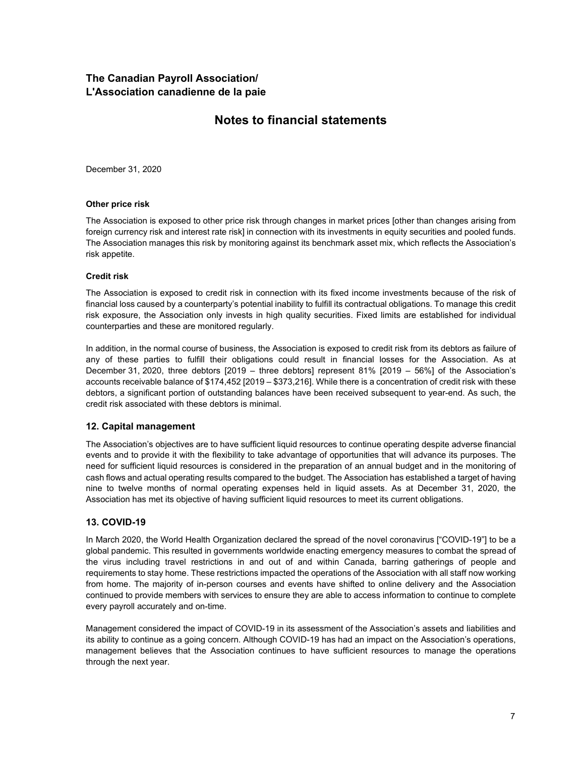## The Canadian Payroll Association/ L'Association canadienne de la paie

# Notes to financial statements

December 31, 2020

**Other price risk**

The Association is exposed to other price risk through changes in market prices [other than changes arising from foreign currency risk and interest rate risk] in connection with its investments in equity securities and pooled funds. The Association manages this risk by monitoring against its benchmark asset mix, which reflects the Association's risk appetite.

**Credit risk**

The Association is exposed to credit risk in connection with its fixed income investments because of the risk of financial loss caused by a counterparty's potential inability to fulfill its contractual obligations. To manage this credit risk exposure, the Association only invests in high quality securities. Fixed limits are established for individual counterparties and these are monitored regularly.

In addition, in the normal course of business, the Association is exposed to credit risk from its debtors as failure of any of these parties to fulfill their obligations could result in financial losses for the Association. As at December 31, 2020, three debtors [2019 – three debtors] represent 81% [2019 – 56%] of the Association's accounts receivable balance of $174,452 [2019 – $373,216]. While there is a concentration of credit risk with these debtors, a significant portion of outstanding balances have been received subsequent to year-end. As such, the credit risk associated with these debtors is minimal.

## 12. Capital management

The Association's objectives are to have sufficient liquid resources to continue operating despite adverse financial events and to provide it with the flexibility to take advantage of opportunities that will advance its purposes. The need for sufficient liquid resources is considered in the preparation of an annual budget and in the monitoring of cash flows and actual operating results compared to the budget. The Association has established a target of having nine to twelve months of normal operating expenses held in liquid assets. As at December 31, 2020, the Association has met its objective of having sufficient liquid resources to meet its current obligations.

## 13. COVID-19

In March 2020, the World Health Organization declared the spread of the novel coronavirus ["COVID-19"] to be a global pandemic. This resulted in governments worldwide enacting emergency measures to combat the spread of the virus including travel restrictions in and out of and within Canada, barring gatherings of people and requirements to stay home. These restrictions impacted the operations of the Association with all staff now working from home. The majority of in-person courses and events have shifted to online delivery and the Association continued to provide members with services to ensure they are able to access information to continue to complete every payroll accurately and on-time.

Management considered the impact of COVID-19 in its assessment of the Association's assets and liabilities and its ability to continue as a going concern. Although COVID-19 has had an impact on the Association's operations, management believes that the Association continues to have sufficient resources to manage the operations through the next year.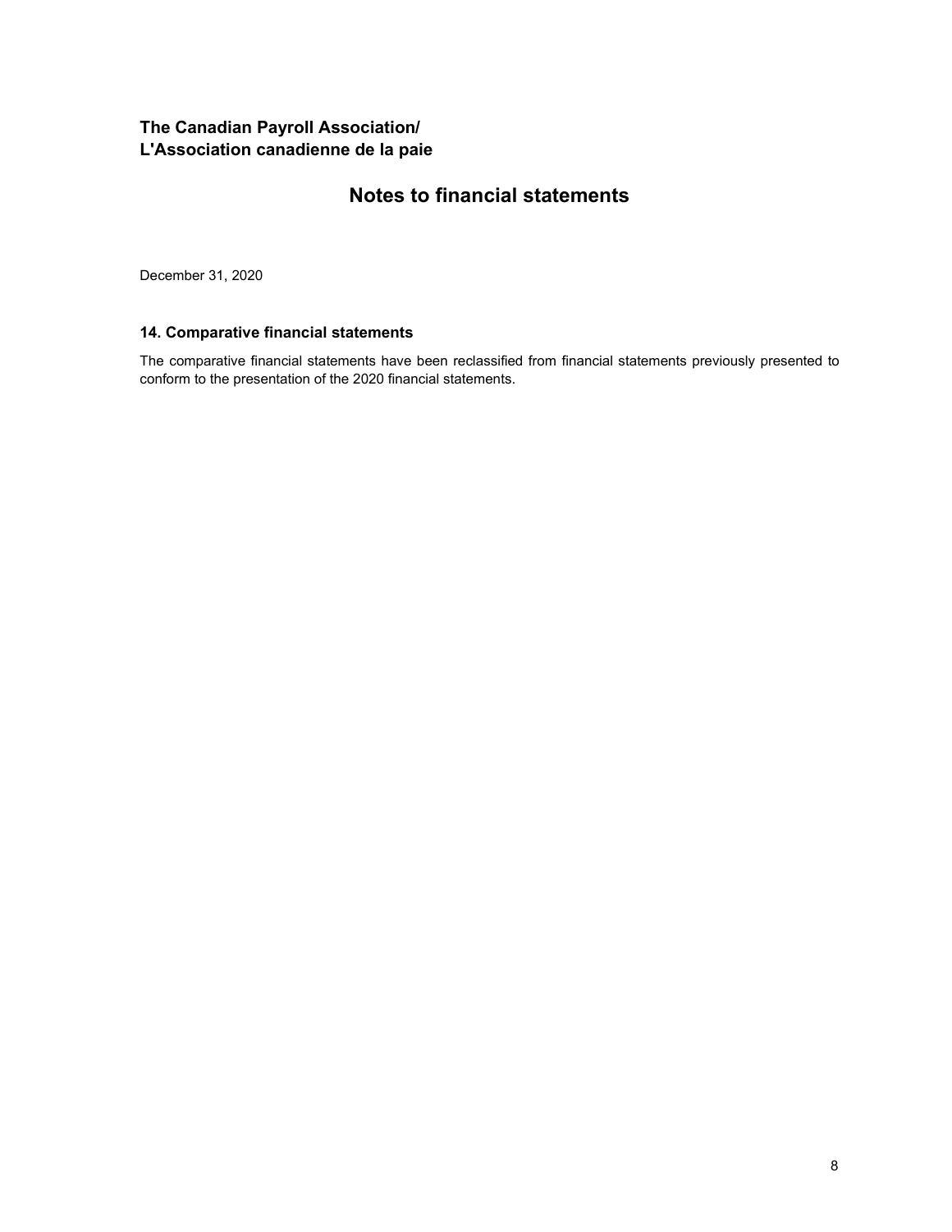**The Canadian Payroll Association/**
**L'Association canadienne de la paie**

# Notes to financial statements

December 31, 2020

### 14. Comparative financial statements

The comparative financial statements have been reclassified from financial statements previously presented to conform to the presentation of the 2020 financial statements.